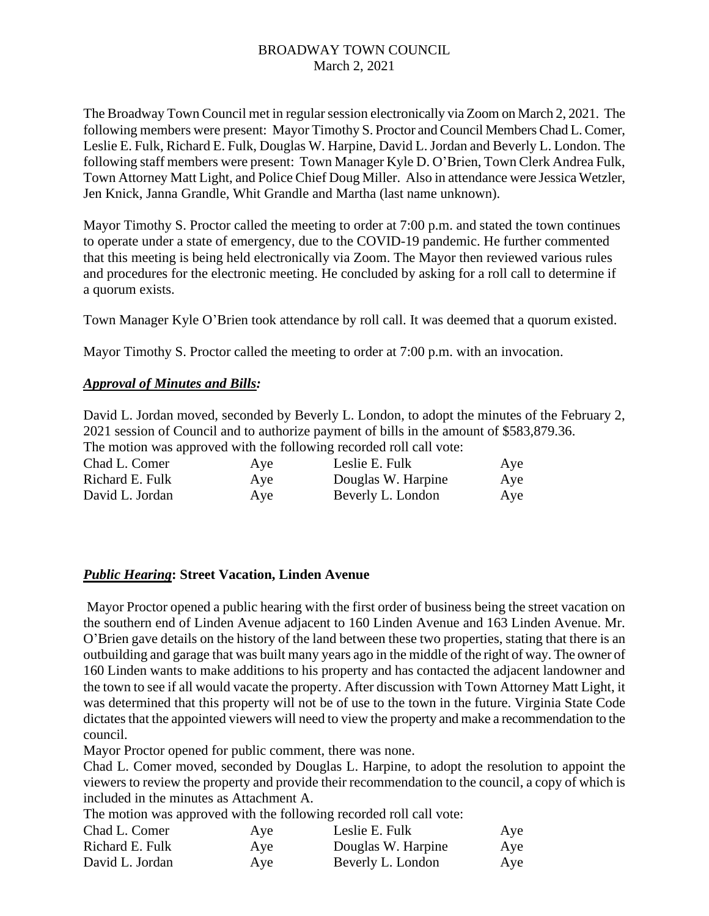# BROADWAY TOWN COUNCIL
March 2, 2021

The Broadway Town Council met in regular session electronically via Zoom on March 2, 2021. The following members were present: Mayor Timothy S. Proctor and Council Members Chad L. Comer, Leslie E. Fulk, Richard E. Fulk, Douglas W. Harpine, David L. Jordan and Beverly L. London. The following staff members were present: Town Manager Kyle D. O'Brien, Town Clerk Andrea Fulk, Town Attorney Matt Light, and Police Chief Doug Miller. Also in attendance were Jessica Wetzler, Jen Knick, Janna Grandle, Whit Grandle and Martha (last name unknown).

Mayor Timothy S. Proctor called the meeting to order at 7:00 p.m. and stated the town continues to operate under a state of emergency, due to the COVID-19 pandemic. He further commented that this meeting is being held electronically via Zoom. The Mayor then reviewed various rules and procedures for the electronic meeting. He concluded by asking for a roll call to determine if a quorum exists.

Town Manager Kyle O'Brien took attendance by roll call. It was deemed that a quorum existed.

Mayor Timothy S. Proctor called the meeting to order at 7:00 p.m. with an invocation.

## ***Approval of Minutes and Bills:***

David L. Jordan moved, seconded by Beverly L. London, to adopt the minutes of the February 2, 2021 session of Council and to authorize payment of bills in the amount of $583,879.36.
The motion was approved with the following recorded roll call vote:

| | | | |
|---|---|---|---|
| Chad L. Comer | Aye | Leslie E. Fulk | Aye |
| Richard E. Fulk | Aye | Douglas W. Harpine | Aye |
| David L. Jordan | Aye | Beverly L. London | Aye |

## ***Public Hearing*: Street Vacation, Linden Avenue**

Mayor Proctor opened a public hearing with the first order of business being the street vacation on the southern end of Linden Avenue adjacent to 160 Linden Avenue and 163 Linden Avenue. Mr. O'Brien gave details on the history of the land between these two properties, stating that there is an outbuilding and garage that was built many years ago in the middle of the right of way. The owner of 160 Linden wants to make additions to his property and has contacted the adjacent landowner and the town to see if all would vacate the property. After discussion with Town Attorney Matt Light, it was determined that this property will not be of use to the town in the future. Virginia State Code dictates that the appointed viewers will need to view the property and make a recommendation to the council.

Mayor Proctor opened for public comment, there was none.

Chad L. Comer moved, seconded by Douglas L. Harpine, to adopt the resolution to appoint the viewers to review the property and provide their recommendation to the council, a copy of which is included in the minutes as Attachment A.

The motion was approved with the following recorded roll call vote:

| | | | |
|---|---|---|---|
| Chad L. Comer | Aye | Leslie E. Fulk | Aye |
| Richard E. Fulk | Aye | Douglas W. Harpine | Aye |
| David L. Jordan | Aye | Beverly L. London | Aye |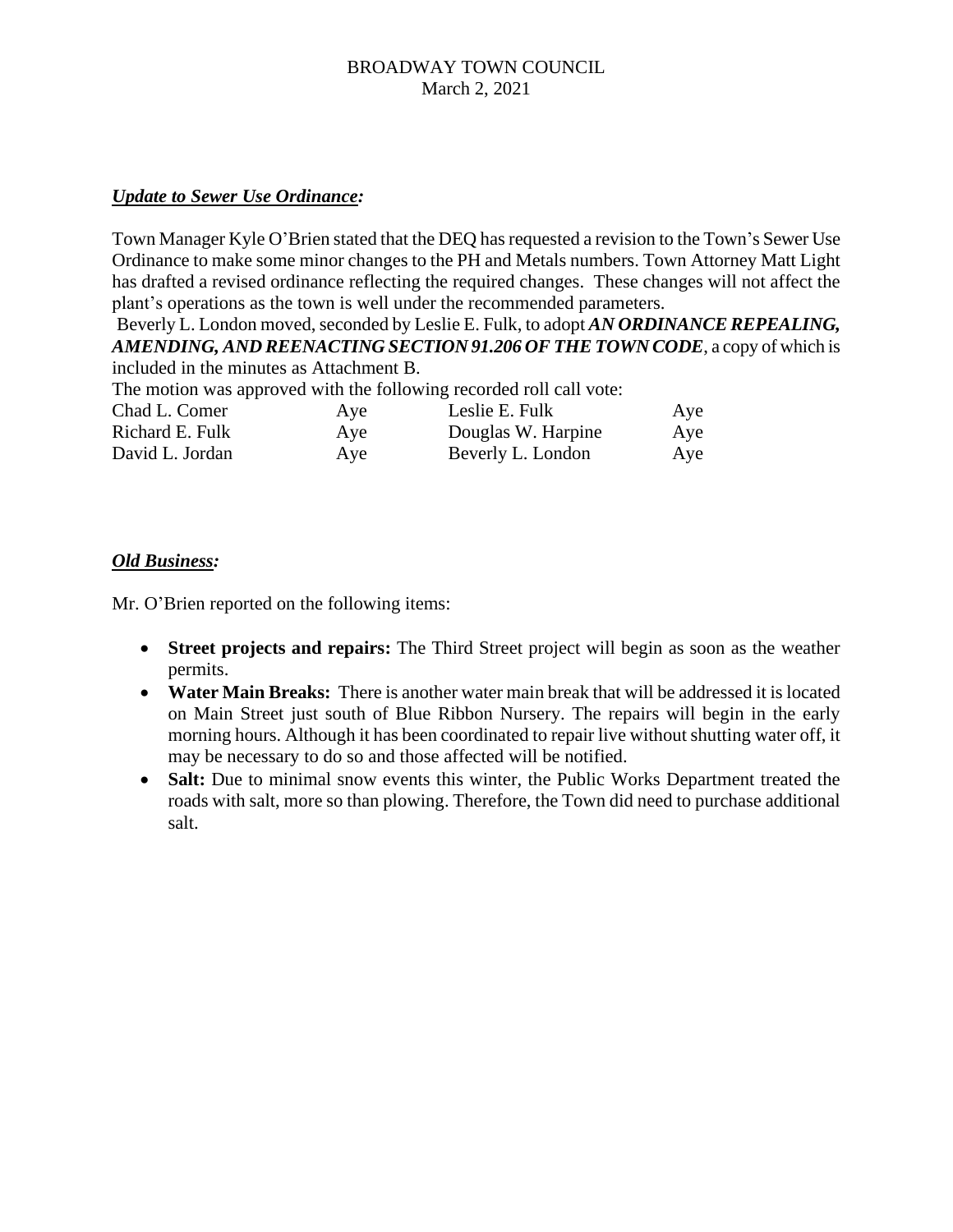### ***Update to Sewer Use Ordinance:***

Town Manager Kyle O'Brien stated that the DEQ has requested a revision to the Town's Sewer Use Ordinance to make some minor changes to the PH and Metals numbers. Town Attorney Matt Light has drafted a revised ordinance reflecting the required changes. These changes will not affect the plant's operations as the town is well under the recommended parameters.

Beverly L. London moved, seconded by Leslie E. Fulk, to adopt ***AN ORDINANCE REPEALING, AMENDING, AND REENACTING SECTION 91.206 OF THE TOWN CODE***, a copy of which is included in the minutes as Attachment B.

The motion was approved with the following recorded roll call vote:

| | | | |
|---|---|---|---|
| Chad L. Comer | Aye | Leslie E. Fulk | Aye |
| Richard E. Fulk | Aye | Douglas W. Harpine | Aye |
| David L. Jordan | Aye | Beverly L. London | Aye |

### ***Old Business:***

Mr. O'Brien reported on the following items:

- **Street projects and repairs:** The Third Street project will begin as soon as the weather permits.
- **Water Main Breaks:** There is another water main break that will be addressed it is located on Main Street just south of Blue Ribbon Nursery. The repairs will begin in the early morning hours. Although it has been coordinated to repair live without shutting water off, it may be necessary to do so and those affected will be notified.
- **Salt:** Due to minimal snow events this winter, the Public Works Department treated the roads with salt, more so than plowing. Therefore, the Town did need to purchase additional salt.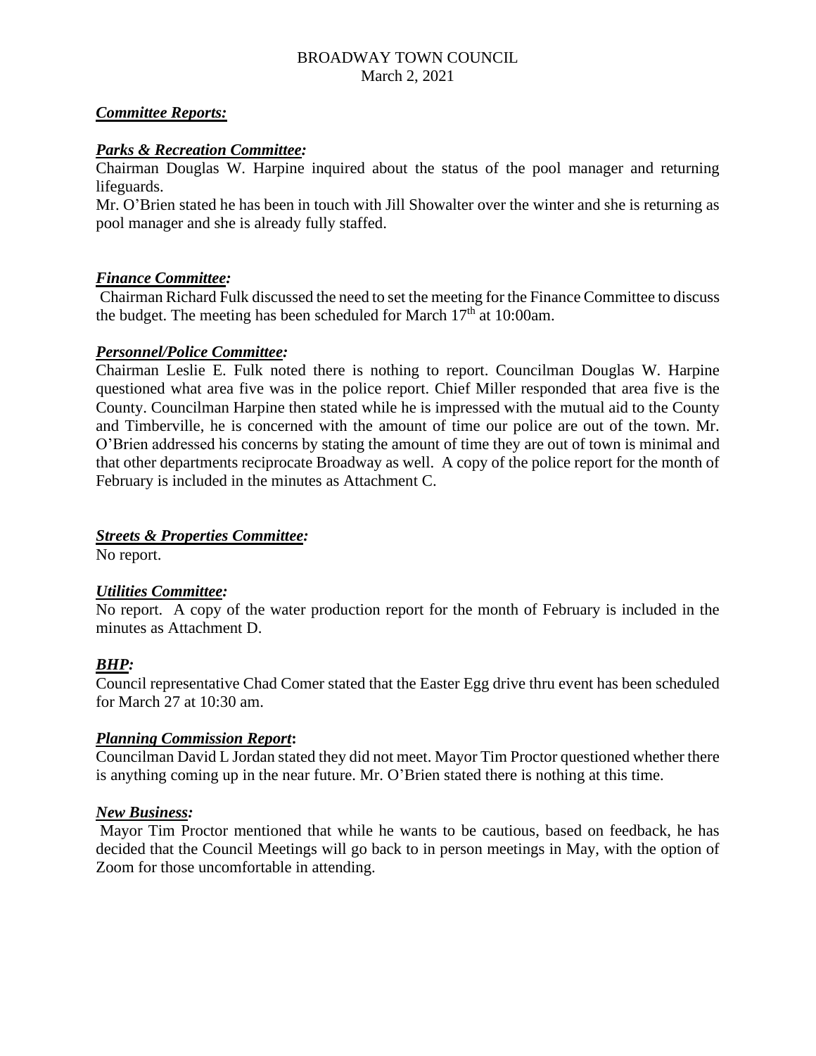BROADWAY TOWN COUNCIL
March 2, 2021

***Committee Reports:***

***Parks & Recreation Committee:***
Chairman Douglas W. Harpine inquired about the status of the pool manager and returning lifeguards.
Mr. O'Brien stated he has been in touch with Jill Showalter over the winter and she is returning as pool manager and she is already fully staffed.

***Finance Committee:***
Chairman Richard Fulk discussed the need to set the meeting for the Finance Committee to discuss the budget. The meeting has been scheduled for March 17th at 10:00am.

***Personnel/Police Committee:***
Chairman Leslie E. Fulk noted there is nothing to report. Councilman Douglas W. Harpine questioned what area five was in the police report. Chief Miller responded that area five is the County. Councilman Harpine then stated while he is impressed with the mutual aid to the County and Timberville, he is concerned with the amount of time our police are out of the town. Mr. O'Brien addressed his concerns by stating the amount of time they are out of town is minimal and that other departments reciprocate Broadway as well. A copy of the police report for the month of February is included in the minutes as Attachment C.

***Streets & Properties Committee:***
No report.

***Utilities Committee:***
No report. A copy of the water production report for the month of February is included in the minutes as Attachment D.

***BHP:***
Council representative Chad Comer stated that the Easter Egg drive thru event has been scheduled for March 27 at 10:30 am.

***Planning Commission Report*:**
Councilman David L Jordan stated they did not meet. Mayor Tim Proctor questioned whether there is anything coming up in the near future. Mr. O'Brien stated there is nothing at this time.

***New Business:***
Mayor Tim Proctor mentioned that while he wants to be cautious, based on feedback, he has decided that the Council Meetings will go back to in person meetings in May, with the option of Zoom for those uncomfortable in attending.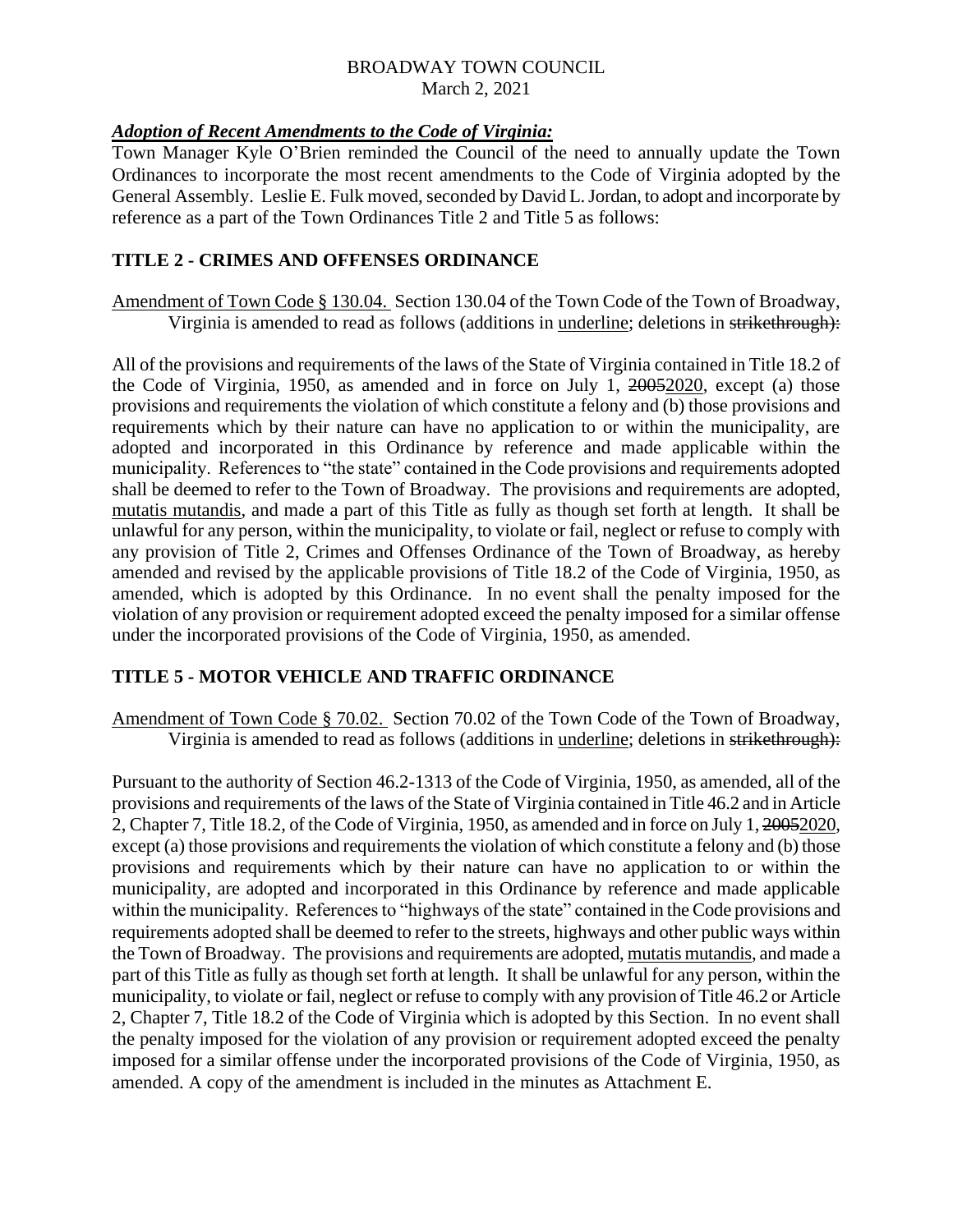BROADWAY TOWN COUNCIL
March 2, 2021

***<u>Adoption of Recent Amendments to the Code of Virginia:</u>***

Town Manager Kyle O'Brien reminded the Council of the need to annually update the Town Ordinances to incorporate the most recent amendments to the Code of Virginia adopted by the General Assembly. Leslie E. Fulk moved, seconded by David L. Jordan, to adopt and incorporate by reference as a part of the Town Ordinances Title 2 and Title 5 as follows:

## TITLE 2 - CRIMES AND OFFENSES ORDINANCE

<u>Amendment of Town Code § 130.04.</u> Section 130.04 of the Town Code of the Town of Broadway, Virginia is amended to read as follows (additions in <u>underline</u>; deletions in ~~strikethrough~~):

All of the provisions and requirements of the laws of the State of Virginia contained in Title 18.2 of the Code of Virginia, 1950, as amended and in force on July 1, ~~2005~~<u>2020</u>, except (a) those provisions and requirements the violation of which constitute a felony and (b) those provisions and requirements which by their nature can have no application to or within the municipality, are adopted and incorporated in this Ordinance by reference and made applicable within the municipality. References to "the state" contained in the Code provisions and requirements adopted shall be deemed to refer to the Town of Broadway. The provisions and requirements are adopted, <u>mutatis mutandis</u>, and made a part of this Title as fully as though set forth at length. It shall be unlawful for any person, within the municipality, to violate or fail, neglect or refuse to comply with any provision of Title 2, Crimes and Offenses Ordinance of the Town of Broadway, as hereby amended and revised by the applicable provisions of Title 18.2 of the Code of Virginia, 1950, as amended, which is adopted by this Ordinance. In no event shall the penalty imposed for the violation of any provision or requirement adopted exceed the penalty imposed for a similar offense under the incorporated provisions of the Code of Virginia, 1950, as amended.

## TITLE 5 - MOTOR VEHICLE AND TRAFFIC ORDINANCE

<u>Amendment of Town Code § 70.02.</u> Section 70.02 of the Town Code of the Town of Broadway, Virginia is amended to read as follows (additions in <u>underline</u>; deletions in ~~strikethrough~~):

Pursuant to the authority of Section 46.2-1313 of the Code of Virginia, 1950, as amended, all of the provisions and requirements of the laws of the State of Virginia contained in Title 46.2 and in Article 2, Chapter 7, Title 18.2, of the Code of Virginia, 1950, as amended and in force on July 1, ~~2005~~<u>2020</u>, except (a) those provisions and requirements the violation of which constitute a felony and (b) those provisions and requirements which by their nature can have no application to or within the municipality, are adopted and incorporated in this Ordinance by reference and made applicable within the municipality. References to "highways of the state" contained in the Code provisions and requirements adopted shall be deemed to refer to the streets, highways and other public ways within the Town of Broadway. The provisions and requirements are adopted, <u>mutatis mutandis</u>, and made a part of this Title as fully as though set forth at length. It shall be unlawful for any person, within the municipality, to violate or fail, neglect or refuse to comply with any provision of Title 46.2 or Article 2, Chapter 7, Title 18.2 of the Code of Virginia which is adopted by this Section. In no event shall the penalty imposed for the violation of any provision or requirement adopted exceed the penalty imposed for a similar offense under the incorporated provisions of the Code of Virginia, 1950, as amended. A copy of the amendment is included in the minutes as Attachment E.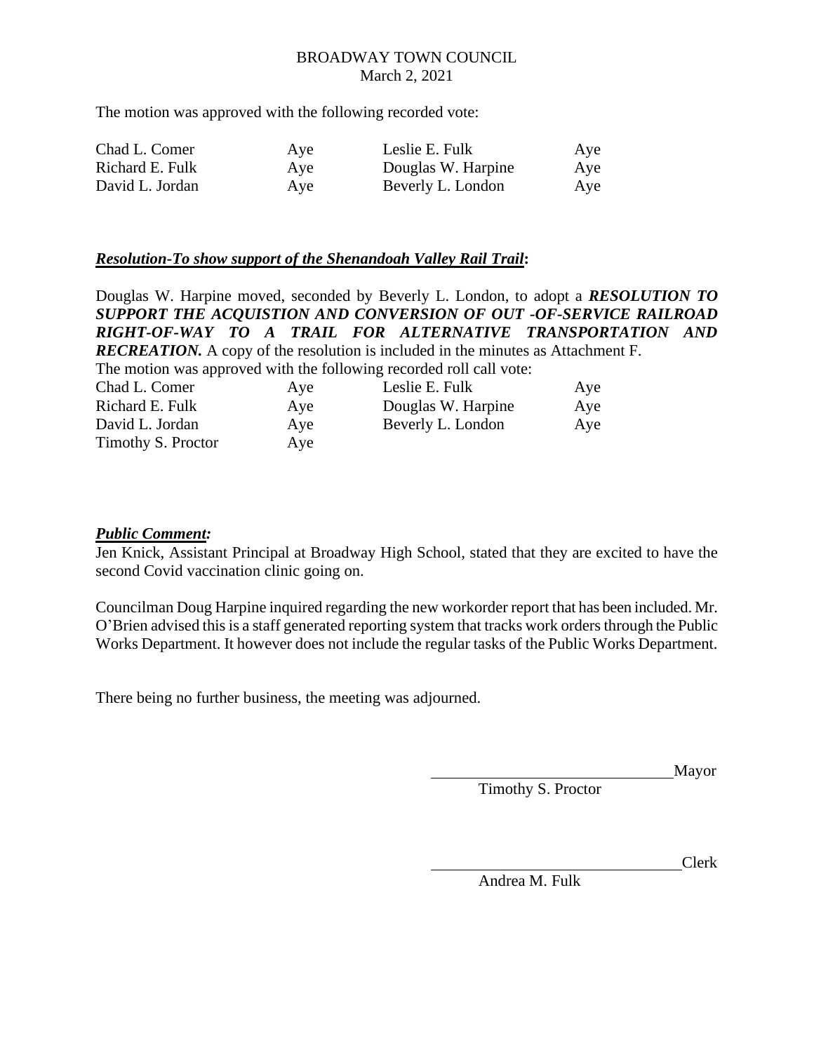The motion was approved with the following recorded vote:

| | | | |
|---|---|---|---|
| Chad L. Comer | Aye | Leslie E. Fulk | Aye |
| Richard E. Fulk | Aye | Douglas W. Harpine | Aye |
| David L. Jordan | Aye | Beverly L. London | Aye |

***Resolution-To show support of the Shenandoah Valley Rail Trail*:**

Douglas W. Harpine moved, seconded by Beverly L. London, to adopt a ***RESOLUTION TO SUPPORT THE ACQUISTION AND CONVERSION OF OUT -OF-SERVICE RAILROAD RIGHT-OF-WAY TO A TRAIL FOR ALTERNATIVE TRANSPORTATION AND RECREATION.*** A copy of the resolution is included in the minutes as Attachment F.

The motion was approved with the following recorded roll call vote:

| | | | |
|---|---|---|---|
| Chad L. Comer | Aye | Leslie E. Fulk | Aye |
| Richard E. Fulk | Aye | Douglas W. Harpine | Aye |
| David L. Jordan | Aye | Beverly L. London | Aye |
| Timothy S. Proctor | Aye | | |

***Public Comment:***

Jen Knick, Assistant Principal at Broadway High School, stated that they are excited to have the second Covid vaccination clinic going on.

Councilman Doug Harpine inquired regarding the new workorder report that has been included. Mr. O'Brien advised this is a staff generated reporting system that tracks work orders through the Public Works Department. It however does not include the regular tasks of the Public Works Department.

There being no further business, the meeting was adjourned.

______________________________Mayor
Timothy S. Proctor

______________________________Clerk
Andrea M. Fulk